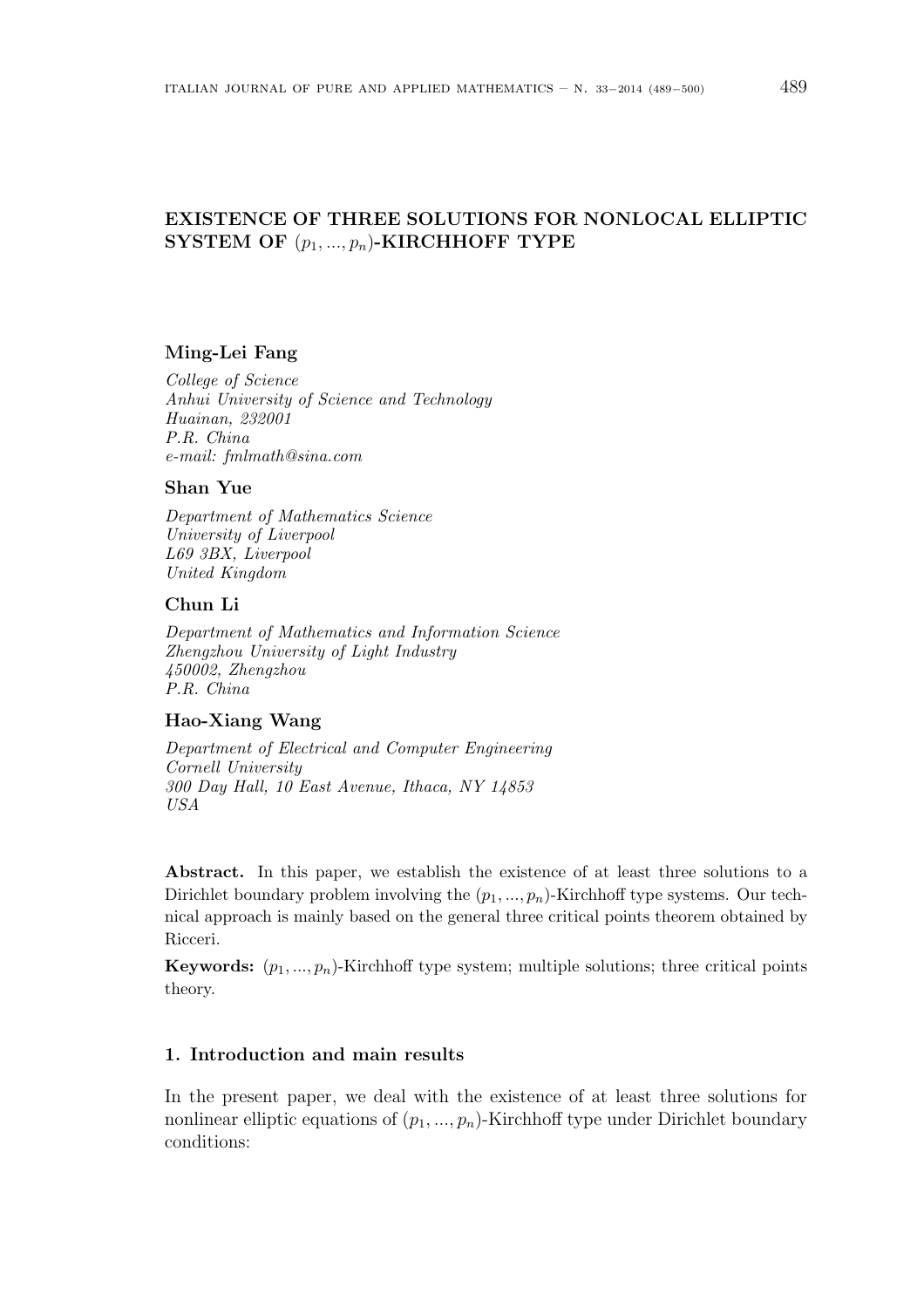# EXISTENCE OF THREE SOLUTIONS FOR NONLOCAL ELLIPTIC SYSTEM OF $(p_1, ..., p_n)$-KIRCHHOFF TYPE

**Ming-Lei Fang**

*College of Science*
*Anhui University of Science and Technology*
*Huainan, 232001*
*P.R. China*
*e-mail: fmlmath@sina.com*

**Shan Yue**

*Department of Mathematics Science*
*University of Liverpool*
*L69 3BX, Liverpool*
*United Kingdom*

**Chun Li**

*Department of Mathematics and Information Science*
*Zhengzhou University of Light Industry*
*450002, Zhengzhou*
*P.R. China*

**Hao-Xiang Wang**

*Department of Electrical and Computer Engineering*
*Cornell University*
*300 Day Hall, 10 East Avenue, Ithaca, NY 14853*
*USA*

**Abstract.** In this paper, we establish the existence of at least three solutions to a Dirichlet boundary problem involving the $(p_1, ..., p_n)$-Kirchhoff type systems. Our technical approach is mainly based on the general three critical points theorem obtained by Ricceri.

**Keywords:** $(p_1, ..., p_n)$-Kirchhoff type system; multiple solutions; three critical points theory.

## 1. Introduction and main results

In the present paper, we deal with the existence of at least three solutions for nonlinear elliptic equations of $(p_1, ..., p_n)$-Kirchhoff type under Dirichlet boundary conditions: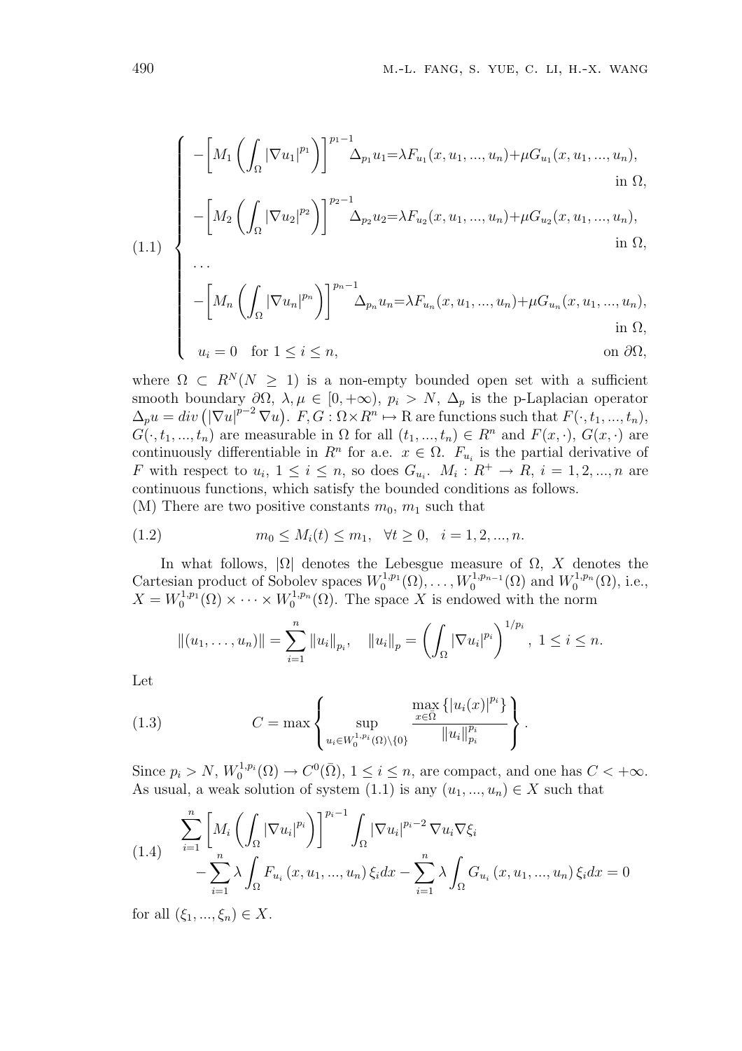$$
(1.1)\quad \begin{cases}
-\left[M_1\left(\int_\Omega |\nabla u_1|^{p_1}\right)\right]^{p_1-1}\Delta_{p_1}u_1=\lambda F_{u_1}(x,u_1,...,u_n)+\mu G_{u_1}(x,u_1,...,u_n), & \text{in } \Omega,\\
-\left[M_2\left(\int_\Omega |\nabla u_2|^{p_2}\right)\right]^{p_2-1}\Delta_{p_2}u_2=\lambda F_{u_2}(x,u_1,...,u_n)+\mu G_{u_2}(x,u_1,...,u_n), & \text{in } \Omega,\\
\cdots & \\
-\left[M_n\left(\int_\Omega |\nabla u_n|^{p_n}\right)\right]^{p_n-1}\Delta_{p_n}u_n=\lambda F_{u_n}(x,u_1,...,u_n)+\mu G_{u_n}(x,u_1,...,u_n), & \text{in } \Omega,\\
u_i=0 \quad \text{for } 1\le i\le n, & \text{on } \partial\Omega,
\end{cases}
$$

where $\Omega \subset R^N (N \geq 1)$ is a non-empty bounded open set with a sufficient smooth boundary $\partial\Omega$, $\lambda, \mu \in [0, +\infty)$, $p_i > N$, $\Delta_p$ is the p-Laplacian operator $\Delta_p u = div\left(|\nabla u|^{p-2}\nabla u\right)$. $F, G : \Omega \times R^n \mapsto$ R are functions such that $F(\cdot, t_1, ..., t_n)$, $G(\cdot, t_1, ..., t_n)$ are measurable in $\Omega$ for all $(t_1, ..., t_n) \in R^n$ and $F(x, \cdot)$, $G(x, \cdot)$ are continuously differentiable in $R^n$ for a.e. $x \in \Omega$. $F_{u_i}$ is the partial derivative of $F$ with respect to $u_i$, $1 \leq i \leq n$, so does $G_{u_i}$. $M_i : R^+ \to R$, $i = 1, 2, ..., n$ are continuous functions, which satisfy the bounded conditions as follows.
(M) There are two positive constants $m_0$, $m_1$ such that

$$
(1.2)\qquad m_0 \leq M_i(t) \leq m_1, \quad \forall t \geq 0, \quad i = 1, 2, ..., n.
$$

In what follows, $|\Omega|$ denotes the Lebesgue measure of $\Omega$, $X$ denotes the Cartesian product of Sobolev spaces $W_0^{1,p_1}(\Omega), \ldots, W_0^{1,p_{n-1}}(\Omega)$ and $W_0^{1,p_n}(\Omega)$, i.e., $X = W_0^{1,p_1}(\Omega) \times \cdots \times W_0^{1,p_n}(\Omega)$. The space $X$ is endowed with the norm

$$
\|(u_1, \ldots, u_n)\| = \sum_{i=1}^n \|u_i\|_{p_i}, \quad \|u_i\|_p = \left(\int_\Omega |\nabla u_i|^{p_i}\right)^{1/p_i}, \ 1 \leq i \leq n.
$$

Let

$$
(1.3)\qquad C = \max\left\{\sup_{u_i \in W_0^{1,p_i}(\Omega)\setminus\{0\}} \frac{\max_{x\in\bar{\Omega}}\{|u_i(x)|^{p_i}\}}{\|u_i\|_{p_i}^{p_i}}\right\}.
$$

Since $p_i > N$, $W_0^{1,p_i}(\Omega) \to C^0(\bar{\Omega})$, $1 \leq i \leq n$, are compact, and one has $C < +\infty$. As usual, a weak solution of system (1.1) is any $(u_1, ..., u_n) \in X$ such that

$$
(1.4)\qquad \begin{aligned}
&\sum_{i=1}^n \left[M_i\left(\int_\Omega |\nabla u_i|^{p_i}\right)\right]^{p_i-1} \int_\Omega |\nabla u_i|^{p_i-2}\nabla u_i \nabla \xi_i \\
&\quad - \sum_{i=1}^n \lambda \int_\Omega F_{u_i}(x, u_1, ..., u_n)\,\xi_i dx - \sum_{i=1}^n \lambda \int_\Omega G_{u_i}(x, u_1, ..., u_n)\,\xi_i dx = 0
\end{aligned}
$$

for all $(\xi_1, ..., \xi_n) \in X$.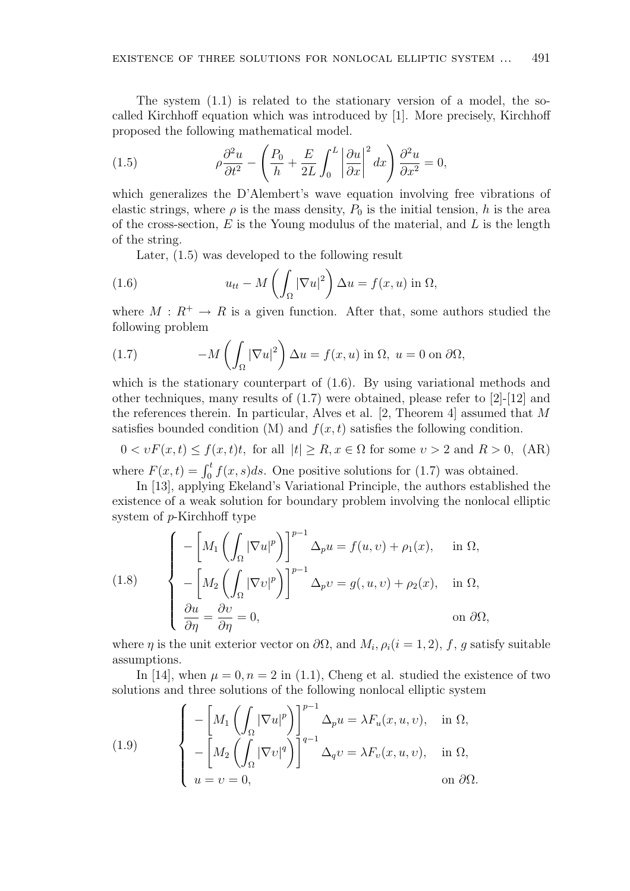The system (1.1) is related to the stationary version of a model, the so-called Kirchhoff equation which was introduced by [1]. More precisely, Kirchhoff proposed the following mathematical model.

$$\rho \frac{\partial^2 u}{\partial t^2} - \left( \frac{P_0}{h} + \frac{E}{2L} \int_0^L \left| \frac{\partial u}{\partial x} \right|^2 dx \right) \frac{\partial^2 u}{\partial x^2} = 0, \tag{1.5}$$

which generalizes the D'Alembert's wave equation involving free vibrations of elastic strings, where $\rho$ is the mass density, $P_0$ is the initial tension, $h$ is the area of the cross-section, $E$ is the Young modulus of the material, and $L$ is the length of the string.

Later, (1.5) was developed to the following result

$$u_{tt} - M\left( \int_\Omega |\nabla u|^2 \right) \Delta u = f(x, u) \text{ in } \Omega, \tag{1.6}$$

where $M : R^+ \to R$ is a given function. After that, some authors studied the following problem

$$-M\left( \int_\Omega |\nabla u|^2 \right) \Delta u = f(x, u) \text{ in } \Omega,\ u = 0 \text{ on } \partial\Omega, \tag{1.7}$$

which is the stationary counterpart of (1.6). By using variational methods and other techniques, many results of (1.7) were obtained, please refer to [2]-[12] and the references therein. In particular, Alves et al. [2, Theorem 4] assumed that $M$ satisfies bounded condition (M) and $f(x, t)$ satisfies the following condition.

$$0 < \upsilon F(x, t) \le f(x, t)t, \text{ for all } |t| \ge R, x \in \Omega \text{ for some } \upsilon > 2 \text{ and } R > 0, \quad \text{(AR)}$$

where $F(x, t) = \int_0^t f(x, s)ds$. One positive solutions for (1.7) was obtained.

In [13], applying Ekeland's Variational Principle, the authors established the existence of a weak solution for boundary problem involving the nonlocal elliptic system of $p$-Kirchhoff type

$$\begin{cases} -\left[ M_1\left( \int_\Omega |\nabla u|^p \right) \right]^{p-1} \Delta_p u = f(u, \upsilon) + \rho_1(x), & \text{in } \Omega, \\ -\left[ M_2\left( \int_\Omega |\nabla \upsilon|^p \right) \right]^{p-1} \Delta_p \upsilon = g(, u, \upsilon) + \rho_2(x), & \text{in } \Omega, \\ \dfrac{\partial u}{\partial \eta} = \dfrac{\partial \upsilon}{\partial \eta} = 0, & \text{on } \partial\Omega, \end{cases} \tag{1.8}$$

where $\eta$ is the unit exterior vector on $\partial\Omega$, and $M_i, \rho_i (i = 1, 2)$, $f$, $g$ satisfy suitable assumptions.

In [14], when $\mu = 0, n = 2$ in (1.1), Cheng et al. studied the existence of two solutions and three solutions of the following nonlocal elliptic system

$$\begin{cases} -\left[ M_1\left( \int_\Omega |\nabla u|^p \right) \right]^{p-1} \Delta_p u = \lambda F_u(x, u, \upsilon), & \text{in } \Omega, \\ -\left[ M_2\left( \int_\Omega |\nabla \upsilon|^q \right) \right]^{q-1} \Delta_q \upsilon = \lambda F_\upsilon(x, u, \upsilon), & \text{in } \Omega, \\ u = \upsilon = 0, & \text{on } \partial\Omega. \end{cases} \tag{1.9}$$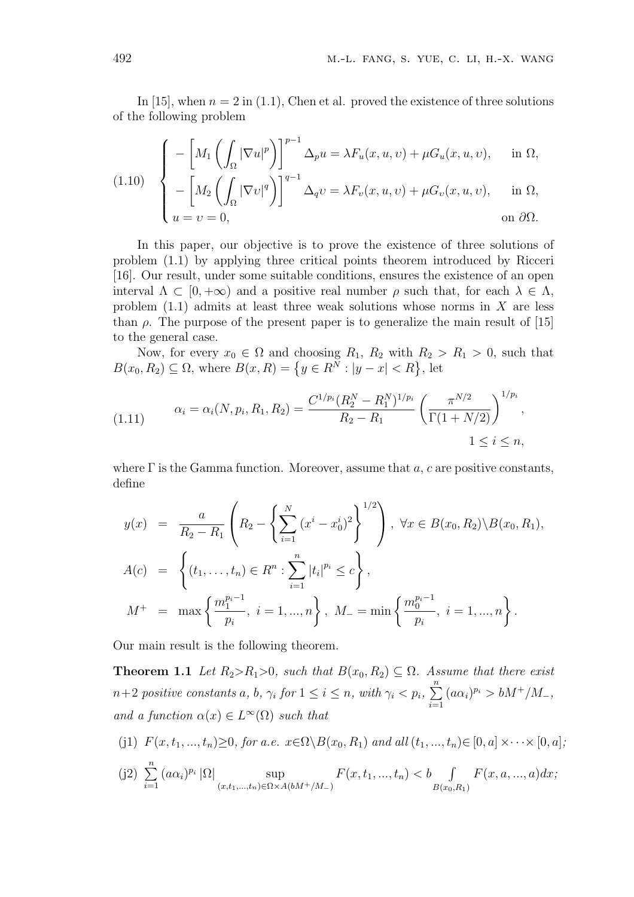In [15], when $n = 2$ in (1.1), Chen et al. proved the existence of three solutions of the following problem

$$
(1.10) \quad \begin{cases} -\left[M_1\left(\int_\Omega |\nabla u|^p\right)\right]^{p-1} \Delta_p u = \lambda F_u(x,u,\upsilon) + \mu G_u(x,u,\upsilon), & \text{in } \Omega, \\ -\left[M_2\left(\int_\Omega |\nabla \upsilon|^q\right)\right]^{q-1} \Delta_q \upsilon = \lambda F_\upsilon(x,u,\upsilon) + \mu G_\upsilon(x,u,\upsilon), & \text{in } \Omega, \\ u = \upsilon = 0, & \text{on } \partial\Omega. \end{cases}
$$

In this paper, our objective is to prove the existence of three solutions of problem (1.1) by applying three critical points theorem introduced by Ricceri [16]. Our result, under some suitable conditions, ensures the existence of an open interval $\Lambda \subset [0, +\infty)$ and a positive real number $\rho$ such that, for each $\lambda \in \Lambda$, problem (1.1) admits at least three weak solutions whose norms in $X$ are less than $\rho$. The purpose of the present paper is to generalize the main result of [15] to the general case.

Now, for every $x_0 \in \Omega$ and choosing $R_1$, $R_2$ with $R_2 > R_1 > 0$, such that $B(x_0, R_2) \subseteq \Omega$, where $B(x, R) = \{y \in R^N : |y - x| < R\}$, let

$$
(1.11) \quad \alpha_i = \alpha_i(N, p_i, R_1, R_2) = \frac{C^{1/p_i}(R_2^N - R_1^N)^{1/p_i}}{R_2 - R_1}\left(\frac{\pi^{N/2}}{\Gamma(1+N/2)}\right)^{1/p_i}, \quad 1 \le i \le n,
$$

where $\Gamma$ is the Gamma function. Moreover, assume that $a$, $c$ are positive constants, define

$$
\begin{aligned}
y(x) &= \frac{a}{R_2 - R_1}\left(R_2 - \left\{\sum_{i=1}^N (x^i - x_0^i)^2\right\}^{1/2}\right), \ \forall x \in B(x_0, R_2)\backslash B(x_0, R_1), \\
A(c) &= \left\{(t_1, \ldots, t_n) \in R^n : \sum_{i=1}^n |t_i|^{p_i} \le c\right\}, \\
M^+ &= \max\left\{\frac{m_1^{p_i-1}}{p_i}, \ i = 1, ..., n\right\}, \ M_- = \min\left\{\frac{m_0^{p_i-1}}{p_i}, \ i = 1, ..., n\right\}.
\end{aligned}
$$

Our main result is the following theorem.

**Theorem 1.1** *Let $R_2 > R_1 > 0$, such that $B(x_0, R_2) \subseteq \Omega$. Assume that there exist $n+2$ positive constants $a$, $b$, $\gamma_i$ for $1 \le i \le n$, with $\gamma_i < p_i$, $\sum_{i=1}^n (a\alpha_i)^{p_i} > bM^+/M_-$, and a function $\alpha(x) \in L^\infty(\Omega)$ such that*

(j1) $F(x, t_1, ..., t_n) \ge 0$, *for a.e.* $x \in \Omega\backslash B(x_0, R_1)$ *and all* $(t_1, ..., t_n) \in [0, a] \times \cdots \times [0, a]$;

(j2) $\sum_{i=1}^n (a\alpha_i)^{p_i} |\Omega| \sup_{(x,t_1,...,t_n) \in \Omega \times A(bM^+/M_-)} F(x, t_1, ..., t_n) < b \int_{B(x_0,R_1)} F(x, a, ..., a)dx$;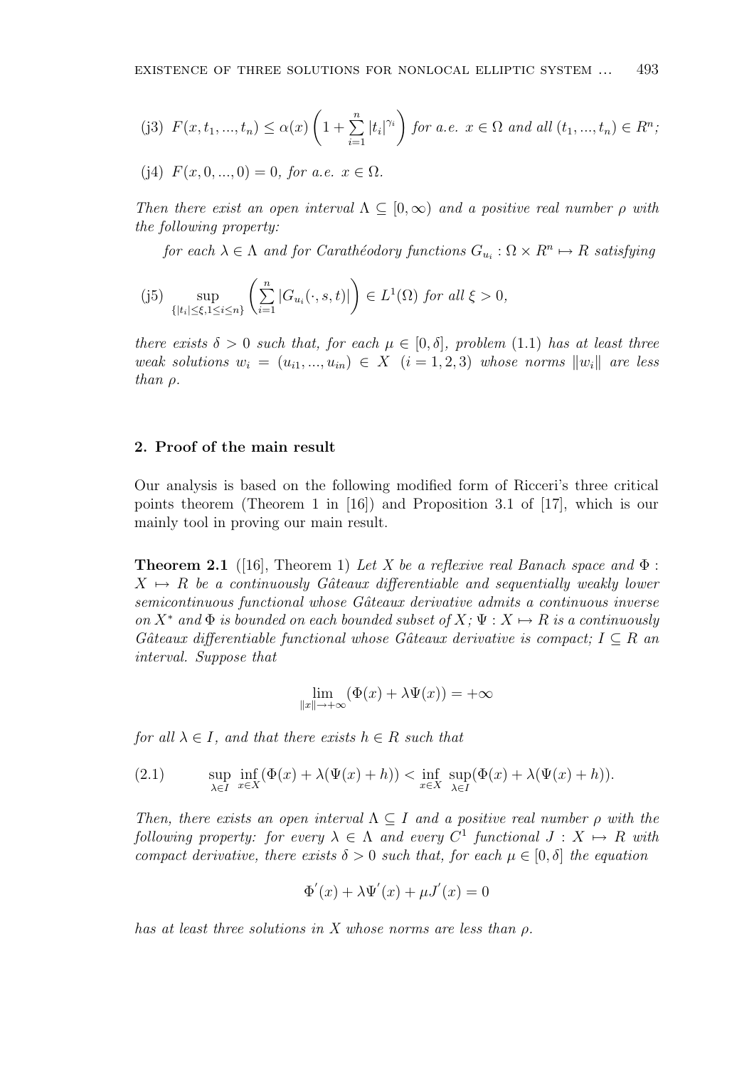(j3) $F(x, t_1, ..., t_n) \leq \alpha(x) \left(1 + \sum_{i=1}^{n} |t_i|^{\gamma_i}\right)$ *for a.e.* $x \in \Omega$ *and all* $(t_1, ..., t_n) \in R^n$*;*

(j4) $F(x, 0, ..., 0) = 0$*, for a.e.* $x \in \Omega$.

*Then there exist an open interval* $\Lambda \subseteq [0, \infty)$ *and a positive real number* $\rho$ *with the following property:*

*for each* $\lambda \in \Lambda$ *and for Carathéodory functions* $G_{u_i} : \Omega \times R^n \mapsto R$ *satisfying*

(j5) $$\sup_{\{|t_i| \leq \xi, 1 \leq i \leq n\}} \left(\sum_{i=1}^{n} |G_{u_i}(\cdot, s, t)|\right) \in L^1(\Omega) \text{ for all } \xi > 0,$$

*there exists* $\delta > 0$ *such that, for each* $\mu \in [0, \delta]$*, problem* (1.1) *has at least three weak solutions* $w_i = (u_{i1}, ..., u_{in}) \in X$ $(i = 1, 2, 3)$ *whose norms* $\|w_i\|$ *are less than* $\rho$.

## 2. Proof of the main result

Our analysis is based on the following modified form of Ricceri's three critical points theorem (Theorem 1 in [16]) and Proposition 3.1 of [17], which is our mainly tool in proving our main result.

**Theorem 2.1** ([16], Theorem 1) *Let* $X$ *be a reflexive real Banach space and* $\Phi : X \mapsto R$ *be a continuously Gâteaux differentiable and sequentially weakly lower semicontinuous functional whose Gâteaux derivative admits a continuous inverse on* $X^*$ *and* $\Phi$ *is bounded on each bounded subset of* $X$*;* $\Psi : X \mapsto R$ *is a continuously Gâteaux differentiable functional whose Gâteaux derivative is compact;* $I \subseteq R$ *an interval. Suppose that*

$$\lim_{\|x\| \to +\infty} (\Phi(x) + \lambda\Psi(x)) = +\infty$$

*for all* $\lambda \in I$*, and that there exists* $h \in R$ *such that*

$$\sup_{\lambda \in I} \inf_{x \in X} (\Phi(x) + \lambda(\Psi(x) + h)) < \inf_{x \in X} \sup_{\lambda \in I} (\Phi(x) + \lambda(\Psi(x) + h)). \tag{2.1}$$

*Then, there exists an open interval* $\Lambda \subseteq I$ *and a positive real number* $\rho$ *with the following property: for every* $\lambda \in \Lambda$ *and every* $C^1$ *functional* $J : X \mapsto R$ *with compact derivative, there exists* $\delta > 0$ *such that, for each* $\mu \in [0, \delta]$ *the equation*

$$\Phi'(x) + \lambda\Psi'(x) + \mu J'(x) = 0$$

*has at least three solutions in* $X$ *whose norms are less than* $\rho$.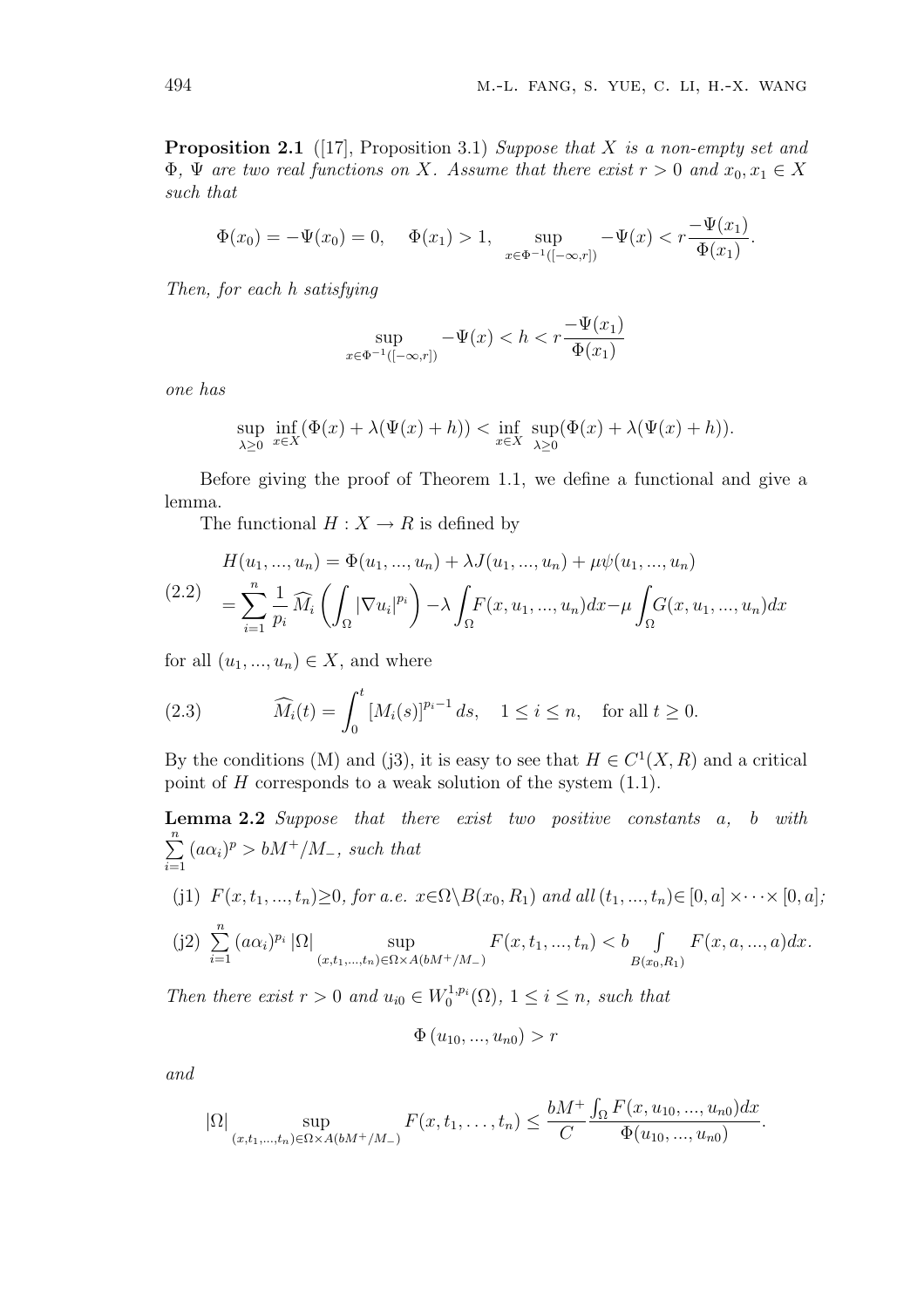**Proposition 2.1** ([17], Proposition 3.1) *Suppose that $X$ is a non-empty set and $\Phi$, $\Psi$ are two real functions on $X$. Assume that there exist $r > 0$ and $x_0, x_1 \in X$ such that*

$$\Phi(x_0) = -\Psi(x_0) = 0, \quad \Phi(x_1) > 1, \quad \sup_{x \in \Phi^{-1}([-\infty, r])} -\Psi(x) < r\frac{-\Psi(x_1)}{\Phi(x_1)}.$$

*Then, for each $h$ satisfying*

$$\sup_{x \in \Phi^{-1}([-\infty, r])} -\Psi(x) < h < r\frac{-\Psi(x_1)}{\Phi(x_1)}$$

*one has*

$$\sup_{\lambda \geq 0} \inf_{x \in X} (\Phi(x) + \lambda(\Psi(x) + h)) < \inf_{x \in X} \sup_{\lambda \geq 0} (\Phi(x) + \lambda(\Psi(x) + h)).$$

Before giving the proof of Theorem 1.1, we define a functional and give a lemma.

The functional $H : X \to R$ is defined by

$$\begin{aligned}
&H(u_1, ..., u_n) = \Phi(u_1, ..., u_n) + \lambda J(u_1, ..., u_n) + \mu\psi(u_1, ..., u_n) \\
&= \sum_{i=1}^{n} \frac{1}{p_i} \widehat{M_i}\left(\int_\Omega |\nabla u_i|^{p_i}\right) - \lambda \int_\Omega F(x, u_1, ..., u_n)dx - \mu \int_\Omega G(x, u_1, ..., u_n)dx
\end{aligned} \tag{2.2}$$

for all $(u_1, ..., u_n) \in X$, and where

$$\widehat{M_i}(t) = \int_0^t [M_i(s)]^{p_i - 1} ds, \quad 1 \leq i \leq n, \quad \text{for all } t \geq 0. \tag{2.3}$$

By the conditions (M) and (j3), it is easy to see that $H \in C^1(X, R)$ and a critical point of $H$ corresponds to a weak solution of the system (1.1).

**Lemma 2.2** *Suppose that there exist two positive constants $a$, $b$ with $\sum_{i=1}^{n} (a\alpha_i)^p > bM^+/M_-$, such that*

(j1) *$F(x, t_1, ..., t_n) \geq 0$, for a.e. $x \in \Omega \backslash B(x_0, R_1)$ and all $(t_1, ..., t_n) \in [0, a] \times \cdots \times [0, a]$;*

(j2) $\sum_{i=1}^{n} (a\alpha_i)^{p_i} |\Omega| \sup_{(x, t_1, ..., t_n) \in \Omega \times A(bM^+/M_-)} F(x, t_1, ..., t_n) < b \int_{B(x_0, R_1)} F(x, a, ..., a)dx.$

*Then there exist $r > 0$ and $u_{i0} \in W_0^{1,p_i}(\Omega)$, $1 \leq i \leq n$, such that*

$$\Phi(u_{10}, ..., u_{n0}) > r$$

*and*

$$|\Omega| \sup_{(x, t_1, ..., t_n) \in \Omega \times A(bM^+/M_-)} F(x, t_1, \ldots, t_n) \leq \frac{bM^+}{C} \frac{\int_\Omega F(x, u_{10}, ..., u_{n0})dx}{\Phi(u_{10}, ..., u_{n0})}.$$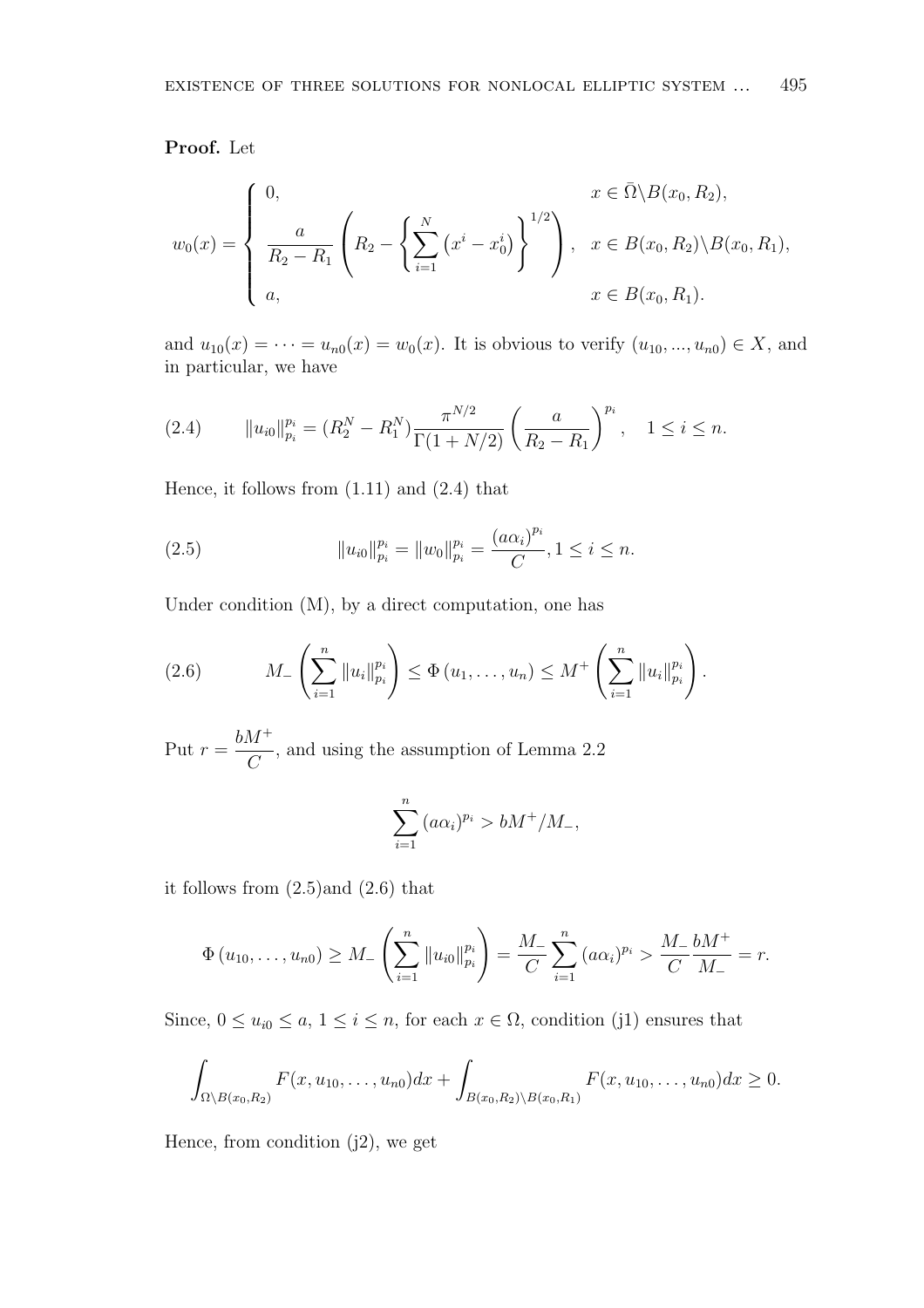**Proof.** Let

$$
w_0(x) = \begin{cases} 0, & x \in \bar{\Omega} \backslash B(x_0, R_2), \\ \dfrac{a}{R_2 - R_1} \left( R_2 - \left\{ \displaystyle\sum_{i=1}^{N} \left( x^i - x_0^i \right) \right\}^{1/2} \right), & x \in B(x_0, R_2) \backslash B(x_0, R_1), \\ a, & x \in B(x_0, R_1). \end{cases}
$$

and $u_{10}(x) = \cdots = u_{n0}(x) = w_0(x)$. It is obvious to verify $(u_{10}, ..., u_{n0}) \in X$, and in particular, we have

$$
\|u_{i0}\|_{p_i}^{p_i} = (R_2^N - R_1^N) \frac{\pi^{N/2}}{\Gamma(1 + N/2)} \left( \frac{a}{R_2 - R_1} \right)^{p_i}, \quad 1 \leq i \leq n. \tag{2.4}
$$

Hence, it follows from (1.11) and (2.4) that

$$
\|u_{i0}\|_{p_i}^{p_i} = \|w_0\|_{p_i}^{p_i} = \frac{(a\alpha_i)^{p_i}}{C}, 1 \leq i \leq n. \tag{2.5}
$$

Under condition (M), by a direct computation, one has

$$
M_- \left( \sum_{i=1}^{n} \|u_i\|_{p_i}^{p_i} \right) \leq \Phi(u_1, \ldots, u_n) \leq M^+ \left( \sum_{i=1}^{n} \|u_i\|_{p_i}^{p_i} \right). \tag{2.6}
$$

Put $r = \dfrac{bM^+}{C}$, and using the assumption of Lemma 2.2

$$
\sum_{i=1}^{n} (a\alpha_i)^{p_i} > bM^+ / M_-,
$$

it follows from (2.5)and (2.6) that

$$
\Phi(u_{10}, \ldots, u_{n0}) \geq M_- \left( \sum_{i=1}^{n} \|u_{i0}\|_{p_i}^{p_i} \right) = \frac{M_-}{C} \sum_{i=1}^{n} (a\alpha_i)^{p_i} > \frac{M_-}{C} \frac{bM^+}{M_-} = r.
$$

Since, $0 \leq u_{i0} \leq a$, $1 \leq i \leq n$, for each $x \in \Omega$, condition (j1) ensures that

$$
\int_{\Omega \backslash B(x_0, R_2)} F(x, u_{10}, \ldots, u_{n0}) dx + \int_{B(x_0, R_2) \backslash B(x_0, R_1)} F(x, u_{10}, \ldots, u_{n0}) dx \geq 0.
$$

Hence, from condition (j2), we get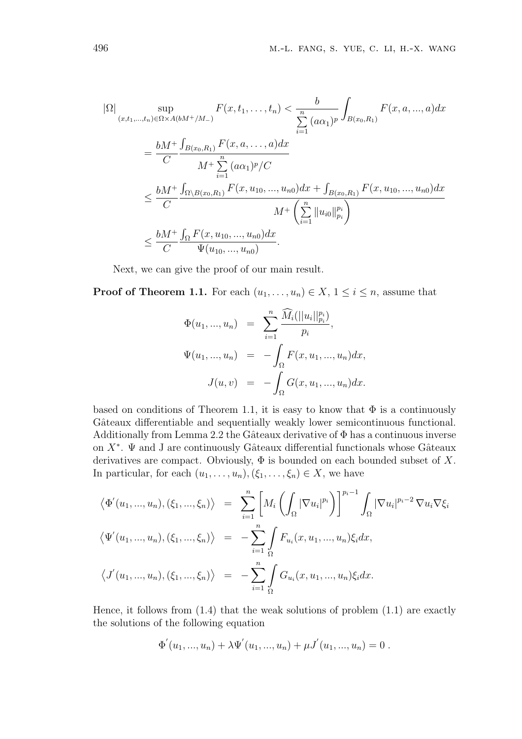$$
\begin{aligned}
|\Omega| \sup_{(x,t_1,\ldots,t_n)\in\Omega\times A(bM^+/M_-)} F(x,t_1,\ldots,t_n) &< \frac{b}{\sum\limits_{i=1}^{n}(a\alpha_1)^p}\int_{B(x_0,R_1)} F(x,a,...,a)dx \\
&= \frac{bM^+}{C}\frac{\int_{B(x_0,R_1)} F(x,a,\ldots,a)dx}{M^+\sum\limits_{i=1}^{n}(a\alpha_1)^p/C} \\
&\le \frac{bM^+}{C}\frac{\int_{\Omega\setminus B(x_0,R_1)} F(x,u_{10},...,u_{n0})dx + \int_{B(x_0,R_1)} F(x,u_{10},...,u_{n0})dx}{M^+\left(\sum\limits_{i=1}^{n}\|u_{i0}\|_{p_i}^{p_i}\right)} \\
&\le \frac{bM^+}{C}\frac{\int_{\Omega} F(x,u_{10},...,u_{n0})dx}{\Psi(u_{10},...,u_{n0})}.
\end{aligned}
$$

Next, we can give the proof of our main result.

**Proof of Theorem 1.1.** For each $(u_1,\ldots,u_n)\in X$, $1\le i\le n$, assume that

$$
\begin{aligned}
\Phi(u_1,...,u_n) &= \sum_{i=1}^{n}\frac{\widehat{M_i}(||u_i||_{p_i}^{p_i})}{p_i}, \\
\Psi(u_1,...,u_n) &= -\int_{\Omega} F(x,u_1,...,u_n)dx, \\
J(u,v) &= -\int_{\Omega} G(x,u_1,...,u_n)dx.
\end{aligned}
$$

based on conditions of Theorem 1.1, it is easy to know that $\Phi$ is a continuously Gâteaux differentiable and sequentially weakly lower semicontinuous functional. Additionally from Lemma 2.2 the Gâteaux derivative of $\Phi$ has a continuous inverse on $X^*$. $\Psi$ and J are continuously Gâteaux differential functionals whose Gâteaux derivatives are compact. Obviously, $\Phi$ is bounded on each bounded subset of $X$. In particular, for each $(u_1,\ldots,u_n),(\xi_1,\ldots,\xi_n)\in X$, we have

$$
\begin{aligned}
\left\langle \Phi^{'}(u_1,...,u_n),(\xi_1,...,\xi_n)\right\rangle &= \sum_{i=1}^{n}\left[M_i\left(\int_{\Omega}|\nabla u_i|^{p_i}\right)\right]^{p_i-1}\int_{\Omega}|\nabla u_i|^{p_i-2}\nabla u_i\nabla\xi_i \\
\left\langle \Psi^{'}(u_1,...,u_n),(\xi_1,...,\xi_n)\right\rangle &= -\sum_{i=1}^{n}\int_{\Omega} F_{u_i}(x,u_1,...,u_n)\xi_i dx, \\
\left\langle J^{'}(u_1,...,u_n),(\xi_1,...,\xi_n)\right\rangle &= -\sum_{i=1}^{n}\int_{\Omega} G_{u_i}(x,u_1,...,u_n)\xi_i dx.
\end{aligned}
$$

Hence, it follows from (1.4) that the weak solutions of problem (1.1) are exactly the solutions of the following equation

$$
\Phi^{'}(u_1,...,u_n)+\lambda\Psi^{'}(u_1,...,u_n)+\mu J^{'}(u_1,...,u_n)=0\,.
$$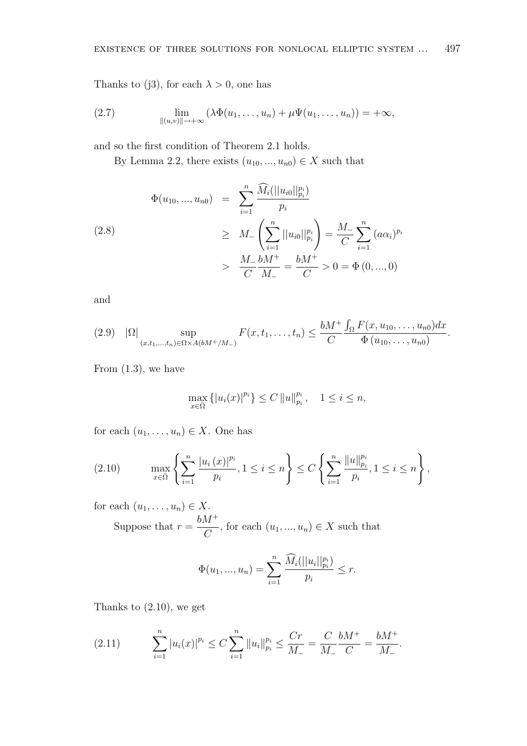Thanks to (j3), for each $\lambda > 0$, one has

$$\lim_{\|(u,v)\| \to +\infty} (\lambda \Phi(u_1, \ldots, u_n) + \mu \Psi(u_1, \ldots, u_n)) = +\infty, \tag{2.7}$$

and so the first condition of Theorem 2.1 holds.

By Lemma 2.2, there exists $(u_{10}, ..., u_{n0}) \in X$ such that

$$\begin{aligned} \Phi(u_{10}, ..., u_{n0}) &= \sum_{i=1}^{n} \frac{\widehat{M_i}(||u_{i0}||_{p_i}^{p_i})}{p_i} \\ &\geq M_- \left( \sum_{i=1}^{n} ||u_{i0}||_{p_i}^{p_i} \right) = \frac{M_-}{C} \sum_{i=1}^{n} (a\alpha_i)^{p_i} \\ &> \frac{M_-}{C} \frac{bM^+}{M_-} = \frac{bM^+}{C} > 0 = \Phi(0, ..., 0) \end{aligned} \tag{2.8}$$

and

$$|\Omega| \sup_{(x,t_1,...,t_n) \in \Omega \times A(bM^+/M_-)} F(x, t_1, \ldots, t_n) \leq \frac{bM^+}{C} \frac{\int_\Omega F(x, u_{10}, \ldots, u_{n0}) dx}{\Phi(u_{10}, \ldots, u_{n0})}. \tag{2.9}$$

From (1.3), we have

$$\max_{x \in \overline{\Omega}} \{|u_i(x)|^{p_i}\} \leq C \|u\|_{p_i}^{p_i}, \quad 1 \leq i \leq n,$$

for each $(u_1, \ldots, u_n) \in X$. One has

$$\max_{x \in \overline{\Omega}} \left\{ \sum_{i=1}^{n} \frac{|u_i(x)|^{p_i}}{p_i}, 1 \leq i \leq n \right\} \leq C \left\{ \sum_{i=1}^{n} \frac{\|u\|_{p_i}^{p_i}}{p_i}, 1 \leq i \leq n \right\}, \tag{2.10}$$

for each $(u_1, \ldots, u_n) \in X$.

Suppose that $r = \dfrac{bM^+}{C}$, for each $(u_1, ..., u_n) \in X$ such that

$$\Phi(u_1, ..., u_n) = \sum_{i=1}^{n} \frac{\widehat{M_i}(||u_i||_{p_i}^{p_i})}{p_i} \leq r.$$

Thanks to (2.10), we get

$$\sum_{i=1}^{n} |u_i(x)|^{p_i} \leq C \sum_{i=1}^{n} \|u_i\|_{p_i}^{p_i} \leq \frac{Cr}{M_-} = \frac{C}{M_-} \frac{bM^+}{C} = \frac{bM^+}{M_-}. \tag{2.11}$$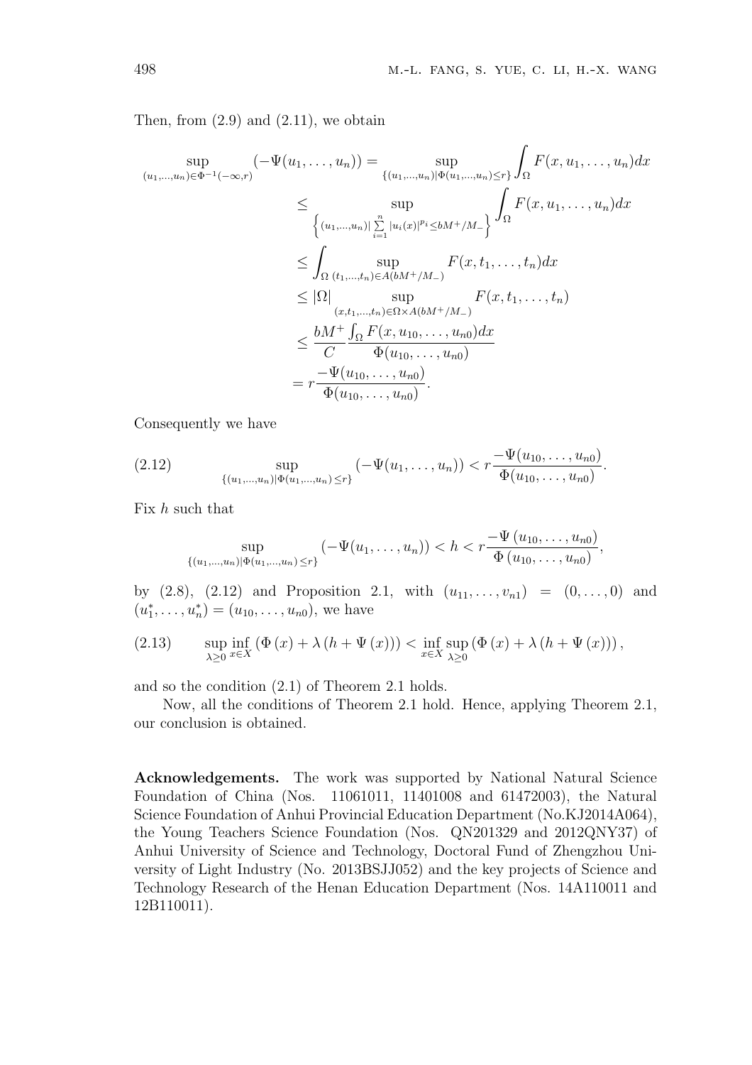Then, from (2.9) and (2.11), we obtain

$$
\begin{aligned}
\sup_{(u_1,\ldots,u_n)\in\Phi^{-1}(-\infty,r)} (-\Psi(u_1,\ldots,u_n)) &= \sup_{\{(u_1,\ldots,u_n)|\Phi(u_1,\ldots,u_n)\le r\}} \int_\Omega F(x,u_1,\ldots,u_n)dx \\
&\le \sup_{\left\{(u_1,\ldots,u_n)|\sum\limits_{i=1}^{n}|u_i(x)|^{p_i}\le bM^+/M_-\right\}} \int_\Omega F(x,u_1,\ldots,u_n)dx \\
&\le \int_\Omega \sup_{(t_1,\ldots,t_n)\in A(bM^+/M_-)} F(x,t_1,\ldots,t_n)dx \\
&\le |\Omega| \sup_{(x,t_1,\ldots,t_n)\in\Omega\times A(bM^+/M_-)} F(x,t_1,\ldots,t_n) \\
&\le \frac{bM^+}{C}\frac{\int_\Omega F(x,u_{10},\ldots,u_{n0})dx}{\Phi(u_{10},\ldots,u_{n0})} \\
&= r\frac{-\Psi(u_{10},\ldots,u_{n0})}{\Phi(u_{10},\ldots,u_{n0})}.
\end{aligned}
$$

Consequently we have

$$
\sup_{\{(u_1,\ldots,u_n)|\Phi(u_1,\ldots,u_n)\le r\}} (-\Psi(u_1,\ldots,u_n)) < r\frac{-\Psi(u_{10},\ldots,u_{n0})}{\Phi(u_{10},\ldots,u_{n0})}. \tag{2.12}
$$

Fix $h$ such that

$$
\sup_{\{(u_1,\ldots,u_n)|\Phi(u_1,\ldots,u_n)\le r\}} (-\Psi(u_1,\ldots,u_n)) < h < r\frac{-\Psi\left(u_{10},\ldots,u_{n0}\right)}{\Phi\left(u_{10},\ldots,u_{n0}\right)},
$$

by (2.8), (2.12) and Proposition 2.1, with $(u_{11},\ldots,v_{n1}) = (0,\ldots,0)$ and $(u_1^*,\ldots,u_n^*) = (u_{10},\ldots,u_{n0})$, we have

$$
\sup_{\lambda\ge 0}\inf_{x\in X}\left(\Phi\left(x\right)+\lambda\left(h+\Psi\left(x\right)\right)\right) < \inf_{x\in X}\sup_{\lambda\ge 0}\left(\Phi\left(x\right)+\lambda\left(h+\Psi\left(x\right)\right)\right), \tag{2.13}
$$

and so the condition (2.1) of Theorem 2.1 holds.

Now, all the conditions of Theorem 2.1 hold. Hence, applying Theorem 2.1, our conclusion is obtained.

**Acknowledgements.** The work was supported by National Natural Science Foundation of China (Nos. 11061011, 11401008 and 61472003), the Natural Science Foundation of Anhui Provincial Education Department (No.KJ2014A064), the Young Teachers Science Foundation (Nos. QN201329 and 2012QNY37) of Anhui University of Science and Technology, Doctoral Fund of Zhengzhou University of Light Industry (No. 2013BSJJ052) and the key projects of Science and Technology Research of the Henan Education Department (Nos. 14A110011 and 12B110011).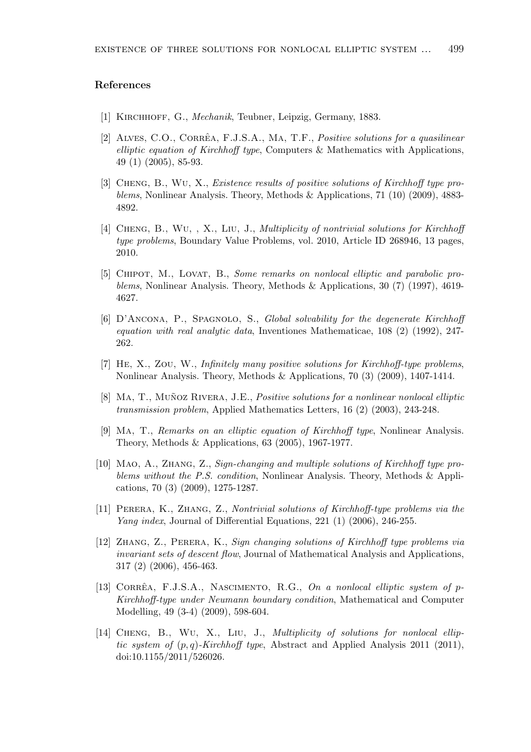## References

[1] Kirchhoff, G., *Mechanik*, Teubner, Leipzig, Germany, 1883.

[2] Alves, C.O., Corrêa, F.J.S.A., Ma, T.F., *Positive solutions for a quasilinear elliptic equation of Kirchhoff type*, Computers & Mathematics with Applications, 49 (1) (2005), 85-93.

[3] Cheng, B., Wu, X., *Existence results of positive solutions of Kirchhoff type problems*, Nonlinear Analysis. Theory, Methods & Applications, 71 (10) (2009), 4883-4892.

[4] Cheng, B., Wu, , X., Liu, J., *Multiplicity of nontrivial solutions for Kirchhoff type problems*, Boundary Value Problems, vol. 2010, Article ID 268946, 13 pages, 2010.

[5] Chipot, M., Lovat, B., *Some remarks on nonlocal elliptic and parabolic problems*, Nonlinear Analysis. Theory, Methods & Applications, 30 (7) (1997), 4619-4627.

[6] D'Ancona, P., Spagnolo, S., *Global solvability for the degenerate Kirchhoff equation with real analytic data*, Inventiones Mathematicae, 108 (2) (1992), 247-262.

[7] He, X., Zou, W., *Infinitely many positive solutions for Kirchhoff-type problems*, Nonlinear Analysis. Theory, Methods & Applications, 70 (3) (2009), 1407-1414.

[8] Ma, T., Muñoz Rivera, J.E., *Positive solutions for a nonlinear nonlocal elliptic transmission problem*, Applied Mathematics Letters, 16 (2) (2003), 243-248.

[9] Ma, T., *Remarks on an elliptic equation of Kirchhoff type*, Nonlinear Analysis. Theory, Methods & Applications, 63 (2005), 1967-1977.

[10] Mao, A., Zhang, Z., *Sign-changing and multiple solutions of Kirchhoff type problems without the P.S. condition*, Nonlinear Analysis. Theory, Methods & Applications, 70 (3) (2009), 1275-1287.

[11] Perera, K., Zhang, Z., *Nontrivial solutions of Kirchhoff-type problems via the Yang index*, Journal of Differential Equations, 221 (1) (2006), 246-255.

[12] Zhang, Z., Perera, K., *Sign changing solutions of Kirchhoff type problems via invariant sets of descent flow*, Journal of Mathematical Analysis and Applications, 317 (2) (2006), 456-463.

[13] Corrêa, F.J.S.A., Nascimento, R.G., *On a nonlocal elliptic system of p-Kirchhoff-type under Neumann boundary condition*, Mathematical and Computer Modelling, 49 (3-4) (2009), 598-604.

[14] Cheng, B., Wu, X., Liu, J., *Multiplicity of solutions for nonlocal elliptic system of $(p, q)$-Kirchhoff type*, Abstract and Applied Analysis 2011 (2011), doi:10.1155/2011/526026.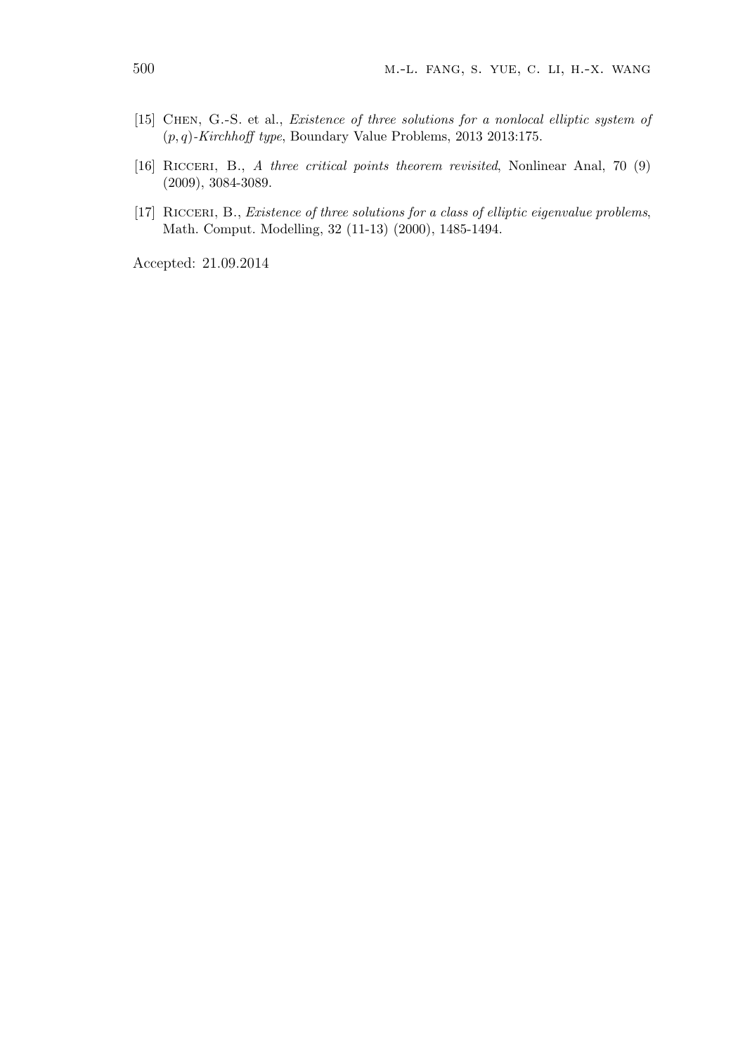[15] Chen, G.-S. et al., *Existence of three solutions for a nonlocal elliptic system of $(p, q)$-Kirchhoff type*, Boundary Value Problems, 2013 2013:175.

[16] Ricceri, B., *A three critical points theorem revisited*, Nonlinear Anal, 70 (9) (2009), 3084-3089.

[17] Ricceri, B., *Existence of three solutions for a class of elliptic eigenvalue problems*, Math. Comput. Modelling, 32 (11-13) (2000), 1485-1494.

Accepted: 21.09.2014